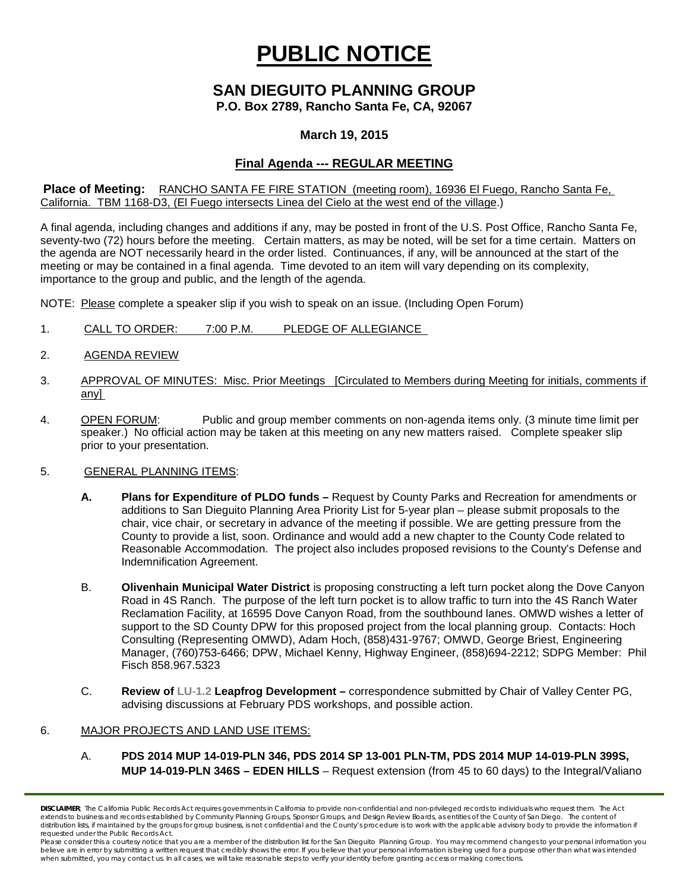# PUBLIC NOTICE

## SAN DIEGUITO PLANNING GROUP

**P.O. Box 2789, Rancho Santa Fe, CA, 92067**

**March 19, 2015**

### Final Agenda --- REGULAR MEETING

**Place of Meeting:** RANCHO SANTA FE FIRE STATION (meeting room), 16936 El Fuego, Rancho Santa Fe, California. TBM 1168-D3, (El Fuego intersects Linea del Cielo at the west end of the village.)

A final agenda, including changes and additions if any, may be posted in front of the U.S. Post Office, Rancho Santa Fe, seventy-two (72) hours before the meeting. Certain matters, as may be noted, will be set for a time certain. Matters on the agenda are NOT necessarily heard in the order listed. Continuances, if any, will be announced at the start of the meeting or may be contained in a final agenda. Time devoted to an item will vary depending on its complexity, importance to the group and public, and the length of the agenda.

NOTE: Please complete a speaker slip if you wish to speak on an issue. (Including Open Forum)

1. CALL TO ORDER: 7:00 P.M. PLEDGE OF ALLEGIANCE

2. AGENDA REVIEW

3. APPROVAL OF MINUTES: Misc. Prior Meetings [Circulated to Members during Meeting for initials, comments if any]

4. OPEN FORUM: Public and group member comments on non-agenda items only. (3 minute time limit per speaker.) No official action may be taken at this meeting on any new matters raised. Complete speaker slip prior to your presentation.

5. GENERAL PLANNING ITEMS:

   **A.** **Plans for Expenditure of PLDO funds –** Request by County Parks and Recreation for amendments or additions to San Dieguito Planning Area Priority List for 5-year plan – please submit proposals to the chair, vice chair, or secretary in advance of the meeting if possible. We are getting pressure from the County to provide a list, soon. Ordinance and would add a new chapter to the County Code related to Reasonable Accommodation. The project also includes proposed revisions to the County's Defense and Indemnification Agreement.

   B. **Olivenhain Municipal Water District** is proposing constructing a left turn pocket along the Dove Canyon Road in 4S Ranch. The purpose of the left turn pocket is to allow traffic to turn into the 4S Ranch Water Reclamation Facility, at 16595 Dove Canyon Road, from the southbound lanes. OMWD wishes a letter of support to the SD County DPW for this proposed project from the local planning group. Contacts: Hoch Consulting (Representing OMWD), Adam Hoch, (858)431-9767; OMWD, George Briest, Engineering Manager, (760)753-6466; DPW, Michael Kenny, Highway Engineer, (858)694-2212; SDPG Member: Phil Fisch 858.967.5323

   C. **Review of LU-1.2 Leapfrog Development –** correspondence submitted by Chair of Valley Center PG, advising discussions at February PDS workshops, and possible action.

6. MAJOR PROJECTS AND LAND USE ITEMS:

   A. **PDS 2014 MUP 14-019-PLN 346, PDS 2014 SP 13-001 PLN-TM, PDS 2014 MUP 14-019-PLN 399S, MUP 14-019-PLN 346S – EDEN HILLS** – Request extension (from 45 to 60 days) to the Integral/Valiano

**DISCLAIMER**; The California Public Records Act requires governments in California to provide non-confidential and non-privileged records to individuals who request them. The Act extends to business and records established by Community Planning Groups, Sponsor Groups, and Design Review Boards, as entities of the County of San Diego. The content of distribution lists, if maintained by the groups for group business, is not confidential and the County's procedure is to work with the applicable advisory body to provide the information if requested under the Public Records Act.

Please consider this a courtesy notice that you are a member of the distribution list for the San Dieguito Planning Group. You may recommend changes to your personal information you believe are in error by submitting a written request that credibly shows the error. If you believe that your personal information is being used for a purpose other than what was intended when submitted, you may contact us. In all cases, we will take reasonable steps to verify your identity before granting access or making corrections.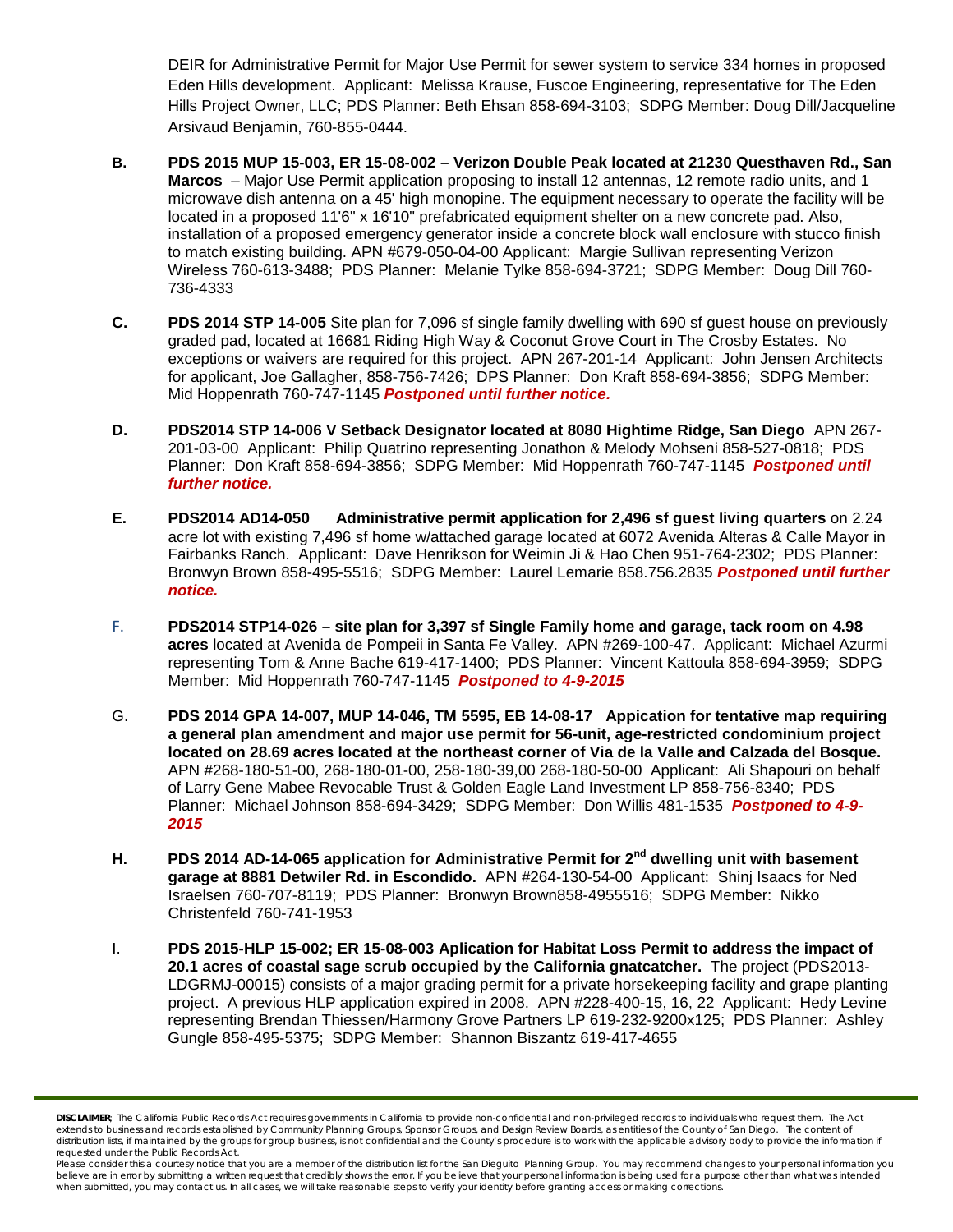DEIR for Administrative Permit for Major Use Permit for sewer system to service 334 homes in proposed Eden Hills development. Applicant: Melissa Krause, Fuscoe Engineering, representative for The Eden Hills Project Owner, LLC; PDS Planner: Beth Ehsan 858-694-3103; SDPG Member: Doug Dill/Jacqueline Arsivaud Benjamin, 760-855-0444.

**B.** **PDS 2015 MUP 15-003, ER 15-08-002 – Verizon Double Peak located at 21230 Questhaven Rd., San Marcos** – Major Use Permit application proposing to install 12 antennas, 12 remote radio units, and 1 microwave dish antenna on a 45' high monopine. The equipment necessary to operate the facility will be located in a proposed 11'6" x 16'10" prefabricated equipment shelter on a new concrete pad. Also, installation of a proposed emergency generator inside a concrete block wall enclosure with stucco finish to match existing building. APN #679-050-04-00 Applicant: Margie Sullivan representing Verizon Wireless 760-613-3488; PDS Planner: Melanie Tylke 858-694-3721; SDPG Member: Doug Dill 760-736-4333

**C.** **PDS 2014 STP 14-005** Site plan for 7,096 sf single family dwelling with 690 sf guest house on previously graded pad, located at 16681 Riding High Way & Coconut Grove Court in The Crosby Estates. No exceptions or waivers are required for this project. APN 267-201-14 Applicant: John Jensen Architects for applicant, Joe Gallagher, 858-756-7426; DPS Planner: Don Kraft 858-694-3856; SDPG Member: Mid Hoppenrath 760-747-1145 ***Postponed until further notice.***

**D.** **PDS2014 STP 14-006 V Setback Designator located at 8080 Hightime Ridge, San Diego** APN 267-201-03-00 Applicant: Philip Quatrino representing Jonathon & Melody Mohseni 858-527-0818; PDS Planner: Don Kraft 858-694-3856; SDPG Member: Mid Hoppenrath 760-747-1145 ***Postponed until further notice.***

**E.** **PDS2014 AD14-050 Administrative permit application for 2,496 sf guest living quarters** on 2.24 acre lot with existing 7,496 sf home w/attached garage located at 6072 Avenida Alteras & Calle Mayor in Fairbanks Ranch. Applicant: Dave Henrikson for Weimin Ji & Hao Chen 951-764-2302; PDS Planner: Bronwyn Brown 858-495-5516; SDPG Member: Laurel Lemarie 858.756.2835 ***Postponed until further notice.***

F. **PDS2014 STP14-026 – site plan for 3,397 sf Single Family home and garage, tack room on 4.98 acres** located at Avenida de Pompeii in Santa Fe Valley. APN #269-100-47. Applicant: Michael Azurmi representing Tom & Anne Bache 619-417-1400; PDS Planner: Vincent Kattoula 858-694-3959; SDPG Member: Mid Hoppenrath 760-747-1145 ***Postponed to 4-9-2015***

G. **PDS 2014 GPA 14-007, MUP 14-046, TM 5595, EB 14-08-17 Appication for tentative map requiring a general plan amendment and major use permit for 56-unit, age-restricted condominium project located on 28.69 acres located at the northeast corner of Via de la Valle and Calzada del Bosque.** APN #268-180-51-00, 268-180-01-00, 258-180-39,00 268-180-50-00 Applicant: Ali Shapouri on behalf of Larry Gene Mabee Revocable Trust & Golden Eagle Land Investment LP 858-756-8340; PDS Planner: Michael Johnson 858-694-3429; SDPG Member: Don Willis 481-1535 ***Postponed to 4-9-2015***

**H.** **PDS 2014 AD-14-065 application for Administrative Permit for 2nd dwelling unit with basement garage at 8881 Detwiler Rd. in Escondido.** APN #264-130-54-00 Applicant: Shinj Isaacs for Ned Israelsen 760-707-8119; PDS Planner: Bronwyn Brown858-4955516; SDPG Member: Nikko Christenfeld 760-741-1953

I. **PDS 2015-HLP 15-002; ER 15-08-003 Aplication for Habitat Loss Permit to address the impact of 20.1 acres of coastal sage scrub occupied by the California gnatcatcher.** The project (PDS2013-LDGRMJ-00015) consists of a major grading permit for a private horsekeeping facility and grape planting project. A previous HLP application expired in 2008. APN #228-400-15, 16, 22 Applicant: Hedy Levine representing Brendan Thiessen/Harmony Grove Partners LP 619-232-9200x125; PDS Planner: Ashley Gungle 858-495-5375; SDPG Member: Shannon Biszantz 619-417-4655

---

**DISCLAIMER**: The California Public Records Act requires governments in California to provide non-confidential and non-privileged records to individuals who request them. The Act extends to business and records established by Community Planning Groups, Sponsor Groups, and Design Review Boards, as entities of the County of San Diego. The content of distribution lists, if maintained by the groups for group business, is not confidential and the County's procedure is to work with the applicable advisory body to provide the information if requested under the Public Records Act.
Please consider this a courtesy notice that you are a member of the distribution list for the San Dieguito Planning Group. You may recommend changes to your personal information you believe are in error by submitting a written request that credibly shows the error. If you believe that your personal information is being used for a purpose other than what was intended when submitted, you may contact us. In all cases, we will take reasonable steps to verify your identity before granting access or making corrections.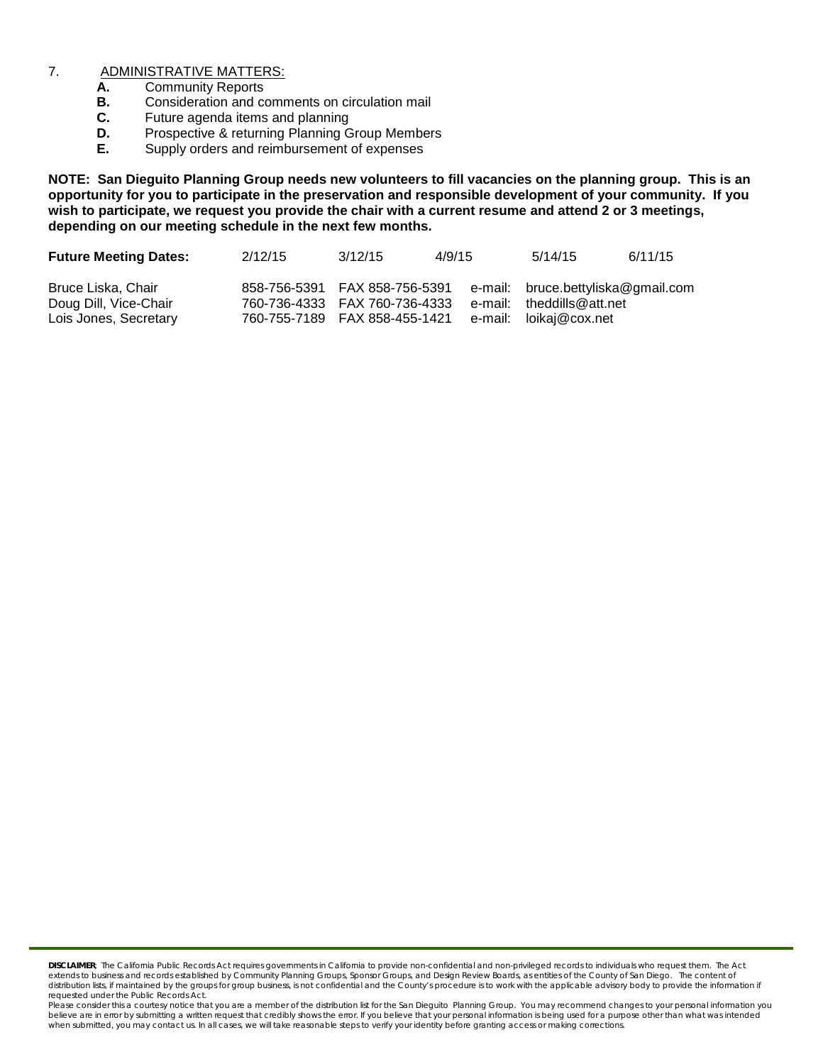7. <u>ADMINISTRATIVE MATTERS:</u>
   - **A.** Community Reports
   - **B.** Consideration and comments on circulation mail
   - **C.** Future agenda items and planning
   - **D.** Prospective & returning Planning Group Members
   - **E.** Supply orders and reimbursement of expenses

**NOTE: San Dieguito Planning Group needs new volunteers to fill vacancies on the planning group. This is an opportunity for you to participate in the preservation and responsible development of your community. If you wish to participate, we request you provide the chair with a current resume and attend 2 or 3 meetings, depending on our meeting schedule in the next few months.**

| **Future Meeting Dates:** | 2/12/15 | 3/12/15 | 4/9/15 | 5/14/15 | 6/11/15 |
|---|---|---|---|---|---|

| | | | |
|---|---|---|---|
| Bruce Liska, Chair | 858-756-5391 | FAX 858-756-5391 | e-mail: bruce.bettyliska@gmail.com |
| Doug Dill, Vice-Chair | 760-736-4333 | FAX 760-736-4333 | e-mail: theddills@att.net |
| Lois Jones, Secretary | 760-755-7189 | FAX 858-455-1421 | e-mail: loikaj@cox.net |

***DISCLAIMER**; The California Public Records Act requires governments in California to provide non-confidential and non-privileged records to individuals who request them. The Act extends to business and records established by Community Planning Groups, Sponsor Groups, and Design Review Boards, as entities of the County of San Diego. The content of distribution lists, if maintained by the groups for group business, is not confidential and the County's procedure is to work with the applicable advisory body to provide the information if requested under the Public Records Act.*

*Please consider this a courtesy notice that you are a member of the distribution list for the San Dieguito Planning Group. You may recommend changes to your personal information you believe are in error by submitting a written request that credibly shows the error. If you believe that your personal information is being used for a purpose other than what was intended when submitted, you may contact us. In all cases, we will take reasonable steps to verify your identity before granting access or making corrections.*